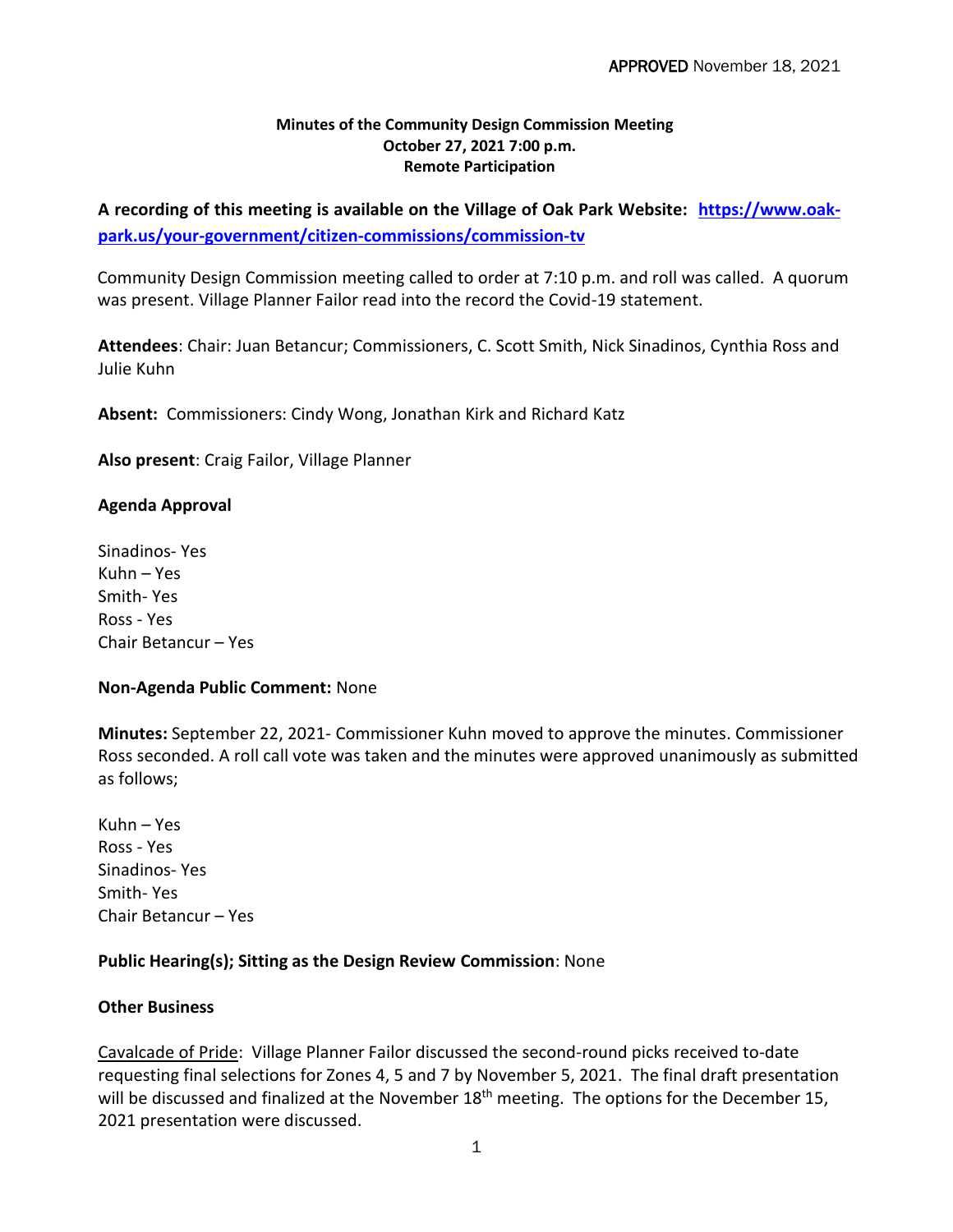APPROVED November 18, 2021

**Minutes of the Community Design Commission Meeting**
**October 27, 2021 7:00 p.m.**
**Remote Participation**

**A recording of this meeting is available on the Village of Oak Park Website: [https://www.oak-park.us/your-government/citizen-commissions/commission-tv](https://www.oak-park.us/your-government/citizen-commissions/commission-tv)**

Community Design Commission meeting called to order at 7:10 p.m. and roll was called. A quorum was present. Village Planner Failor read into the record the Covid-19 statement.

**Attendees**: Chair: Juan Betancur; Commissioners, C. Scott Smith, Nick Sinadinos, Cynthia Ross and Julie Kuhn

**Absent:** Commissioners: Cindy Wong, Jonathan Kirk and Richard Katz

**Also present**: Craig Failor, Village Planner

**Agenda Approval**

Sinadinos- Yes
Kuhn – Yes
Smith- Yes
Ross - Yes
Chair Betancur – Yes

**Non-Agenda Public Comment:** None

**Minutes:** September 22, 2021- Commissioner Kuhn moved to approve the minutes. Commissioner Ross seconded. A roll call vote was taken and the minutes were approved unanimously as submitted as follows;

Kuhn – Yes
Ross - Yes
Sinadinos- Yes
Smith- Yes
Chair Betancur – Yes

**Public Hearing(s); Sitting as the Design Review Commission**: None

**Other Business**

Cavalcade of Pride: Village Planner Failor discussed the second-round picks received to-date requesting final selections for Zones 4, 5 and 7 by November 5, 2021. The final draft presentation will be discussed and finalized at the November 18th meeting. The options for the December 15, 2021 presentation were discussed.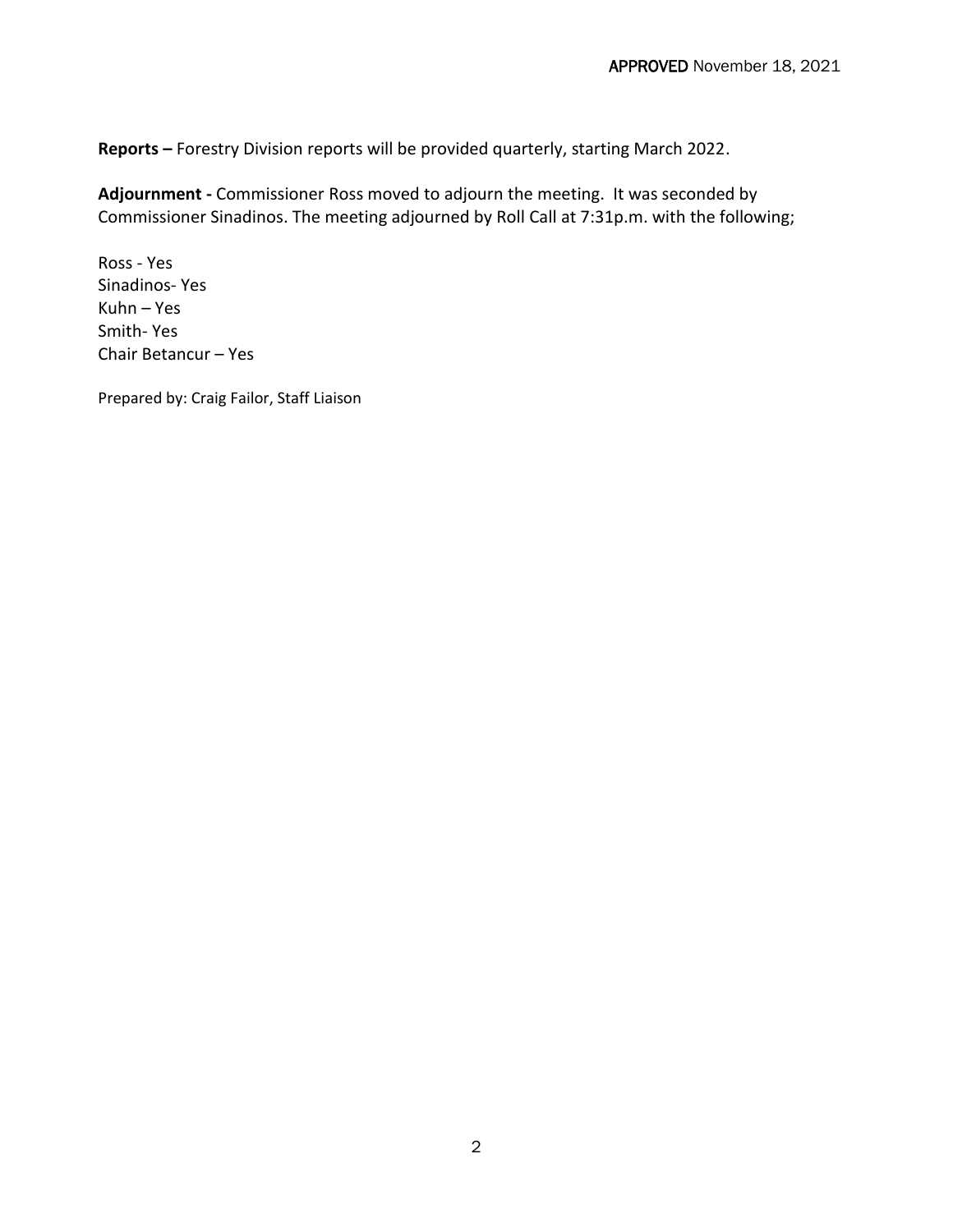APPROVED November 18, 2021

**Reports –** Forestry Division reports will be provided quarterly, starting March 2022.

**Adjournment -** Commissioner Ross moved to adjourn the meeting. It was seconded by Commissioner Sinadinos. The meeting adjourned by Roll Call at 7:31p.m. with the following;

Ross - Yes
Sinadinos- Yes
Kuhn – Yes
Smith- Yes
Chair Betancur – Yes

Prepared by: Craig Failor, Staff Liaison